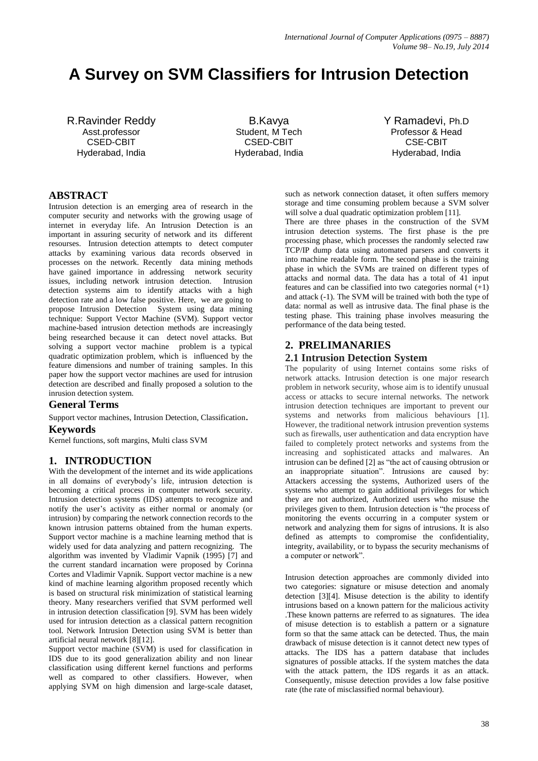# A Survey on SVM Classifiers for Intrusion Detection

R.Ravinder Reddy
Asst.professor
CSED-CBIT
Hyderabad, India

B.Kavya
Student, M Tech
CSED-CBIT
Hyderabad, India

Y Ramadevi, Ph.D
Professor & Head
CSE-CBIT
Hyderabad, India

## ABSTRACT

Intrusion detection is an emerging area of research in the computer security and networks with the growing usage of internet in everyday life. An Intrusion Detection is an important in assuring security of network and its different resourses. Intrusion detection attempts to detect computer attacks by examining various data records observed in processes on the network. Recently data mining methods have gained importance in addressing network security issues, including network intrusion detection. Intrusion detection systems aim to identify attacks with a high detection rate and a low false positive. Here, we are going to propose Intrusion Detection System using data mining technique: Support Vector Machine (SVM). Support vector machine-based intrusion detection methods are increasingly being researched because it can detect novel attacks. But solving a support vector machine problem is a typical quadratic optimization problem, which is influenced by the feature dimensions and number of training samples. In this paper how the support vector machines are used for intrusion detection are described and finally proposed a solution to the inrusion detection system.

### General Terms

Support vector machines, Intrusion Detection, Classification.

### Keywords

Kernel functions, soft margins, Multi class SVM

## 1. INTRODUCTION

With the development of the internet and its wide applications in all domains of everybody's life, intrusion detection is becoming a critical process in computer network security. Intrusion detection systems (IDS) attempts to recognize and notify the user's activity as either normal or anomaly (or intrusion) by comparing the network connection records to the known intrusion patterns obtained from the human experts. Support vector machine is a machine learning method that is widely used for data analyzing and pattern recognizing. The algorithm was invented by Vladimir Vapnik (1995) [7] and the current standard incarnation were proposed by Corinna Cortes and Vladimir Vapnik. Support vector machine is a new kind of machine learning algorithm proposed recently which is based on structural risk minimization of statistical learning theory. Many researchers verified that SVM performed well in intrusion detection classification [9]. SVM has been widely used for intrusion detection as a classical pattern recognition tool. Network Intrusion Detection using SVM is better than artificial neural network [8][12].

Support vector machine (SVM) is used for classification in IDS due to its good generalization ability and non linear classification using different kernel functions and performs well as compared to other classifiers. However, when applying SVM on high dimension and large-scale dataset, such as network connection dataset, it often suffers memory storage and time consuming problem because a SVM solver will solve a dual quadratic optimization problem [11].

There are three phases in the construction of the SVM intrusion detection systems. The first phase is the pre processing phase, which processes the randomly selected raw TCP/IP dump data using automated parsers and converts it into machine readable form. The second phase is the training phase in which the SVMs are trained on different types of attacks and normal data. The data has a total of 41 input features and can be classified into two categories normal (+1) and attack (-1). The SVM will be trained with both the type of data: normal as well as intrusive data. The final phase is the testing phase. This training phase involves measuring the performance of the data being tested.

## 2. PRELIMANARIES

### 2.1 Intrusion Detection System

The popularity of using Internet contains some risks of network attacks. Intrusion detection is one major research problem in network security, whose aim is to identify unusual access or attacks to secure internal networks. The network intrusion detection techniques are important to prevent our systems and networks from malicious behaviours [1]. However, the traditional network intrusion prevention systems such as firewalls, user authentication and data encryption have failed to completely protect networks and systems from the increasing and sophisticated attacks and malwares. An intrusion can be defined [2] as "the act of causing obtrusion or an inappropriate situation". Intrusions are caused by: Attackers accessing the systems, Authorized users of the systems who attempt to gain additional privileges for which they are not authorized, Authorized users who misuse the privileges given to them. Intrusion detection is "the process of monitoring the events occurring in a computer system or network and analyzing them for signs of intrusions. It is also defined as attempts to compromise the confidentiality, integrity, availability, or to bypass the security mechanisms of a computer or network".

Intrusion detection approaches are commonly divided into two categories: signature or misuse detection and anomaly detection [3][4]. Misuse detection is the ability to identify intrusions based on a known pattern for the malicious activity .These known patterns are referred to as signatures. The idea of misuse detection is to establish a pattern or a signature form so that the same attack can be detected. Thus, the main drawback of misuse detection is it cannot detect new types of attacks. The IDS has a pattern database that includes signatures of possible attacks. If the system matches the data with the attack pattern, the IDS regards it as an attack. Consequently, misuse detection provides a low false positive rate (the rate of misclassified normal behaviour).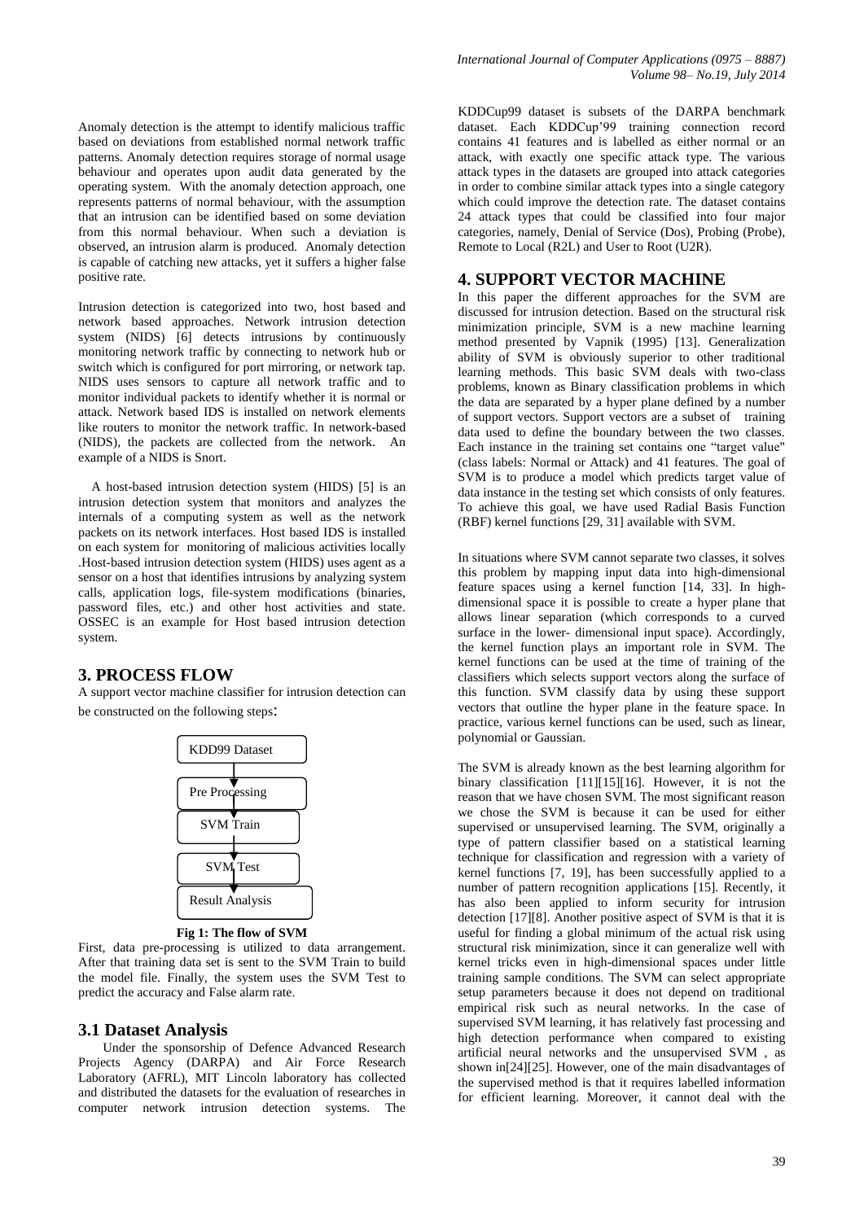Anomaly detection is the attempt to identify malicious traffic based on deviations from established normal network traffic patterns. Anomaly detection requires storage of normal usage behaviour and operates upon audit data generated by the operating system. With the anomaly detection approach, one represents patterns of normal behaviour, with the assumption that an intrusion can be identified based on some deviation from this normal behaviour. When such a deviation is observed, an intrusion alarm is produced. Anomaly detection is capable of catching new attacks, yet it suffers a higher false positive rate.

Intrusion detection is categorized into two, host based and network based approaches. Network intrusion detection system (NIDS) [6] detects intrusions by continuously monitoring network traffic by connecting to network hub or switch which is configured for port mirroring, or network tap. NIDS uses sensors to capture all network traffic and to monitor individual packets to identify whether it is normal or attack. Network based IDS is installed on network elements like routers to monitor the network traffic. In network-based (NIDS), the packets are collected from the network. An example of a NIDS is Snort.

A host-based intrusion detection system (HIDS) [5] is an intrusion detection system that monitors and analyzes the internals of a computing system as well as the network packets on its network interfaces. Host based IDS is installed on each system for monitoring of malicious activities locally .Host-based intrusion detection system (HIDS) uses agent as a sensor on a host that identifies intrusions by analyzing system calls, application logs, file-system modifications (binaries, password files, etc.) and other host activities and state. OSSEC is an example for Host based intrusion detection system.

## 3. PROCESS FLOW

A support vector machine classifier for intrusion detection can be constructed on the following steps:

KDD99 Dataset → Pre Processing → SVM Train → SVM Test → Result Analysis

**Fig 1: The flow of SVM**

First, data pre-processing is utilized to data arrangement. After that training data set is sent to the SVM Train to build the model file. Finally, the system uses the SVM Test to predict the accuracy and False alarm rate.

### 3.1 Dataset Analysis

Under the sponsorship of Defence Advanced Research Projects Agency (DARPA) and Air Force Research Laboratory (AFRL), MIT Lincoln laboratory has collected and distributed the datasets for the evaluation of researches in computer network intrusion detection systems. The KDDCup99 dataset is subsets of the DARPA benchmark dataset. Each KDDCup'99 training connection record contains 41 features and is labelled as either normal or an attack, with exactly one specific attack type. The various attack types in the datasets are grouped into attack categories in order to combine similar attack types into a single category which could improve the detection rate. The dataset contains 24 attack types that could be classified into four major categories, namely, Denial of Service (Dos), Probing (Probe), Remote to Local (R2L) and User to Root (U2R).

## 4. SUPPORT VECTOR MACHINE

In this paper the different approaches for the SVM are discussed for intrusion detection. Based on the structural risk minimization principle, SVM is a new machine learning method presented by Vapnik (1995) [13]. Generalization ability of SVM is obviously superior to other traditional learning methods. This basic SVM deals with two-class problems, known as Binary classification problems in which the data are separated by a hyper plane defined by a number of support vectors. Support vectors are a subset of training data used to define the boundary between the two classes. Each instance in the training set contains one "target value" (class labels: Normal or Attack) and 41 features. The goal of SVM is to produce a model which predicts target value of data instance in the testing set which consists of only features. To achieve this goal, we have used Radial Basis Function (RBF) kernel functions [29, 31] available with SVM.

In situations where SVM cannot separate two classes, it solves this problem by mapping input data into high-dimensional feature spaces using a kernel function [14, 33]. In high-dimensional space it is possible to create a hyper plane that allows linear separation (which corresponds to a curved surface in the lower- dimensional input space). Accordingly, the kernel function plays an important role in SVM. The kernel functions can be used at the time of training of the classifiers which selects support vectors along the surface of this function. SVM classify data by using these support vectors that outline the hyper plane in the feature space. In practice, various kernel functions can be used, such as linear, polynomial or Gaussian.

The SVM is already known as the best learning algorithm for binary classification [11][15][16]. However, it is not the reason that we have chosen SVM. The most significant reason we chose the SVM is because it can be used for either supervised or unsupervised learning. The SVM, originally a type of pattern classifier based on a statistical learning technique for classification and regression with a variety of kernel functions [7, 19], has been successfully applied to a number of pattern recognition applications [15]. Recently, it has also been applied to inform security for intrusion detection [17][8]. Another positive aspect of SVM is that it is useful for finding a global minimum of the actual risk using structural risk minimization, since it can generalize well with kernel tricks even in high-dimensional spaces under little training sample conditions. The SVM can select appropriate setup parameters because it does not depend on traditional empirical risk such as neural networks. In the case of supervised SVM learning, it has relatively fast processing and high detection performance when compared to existing artificial neural networks and the unsupervised SVM , as shown in[24][25]. However, one of the main disadvantages of the supervised method is that it requires labelled information for efficient learning. Moreover, it cannot deal with the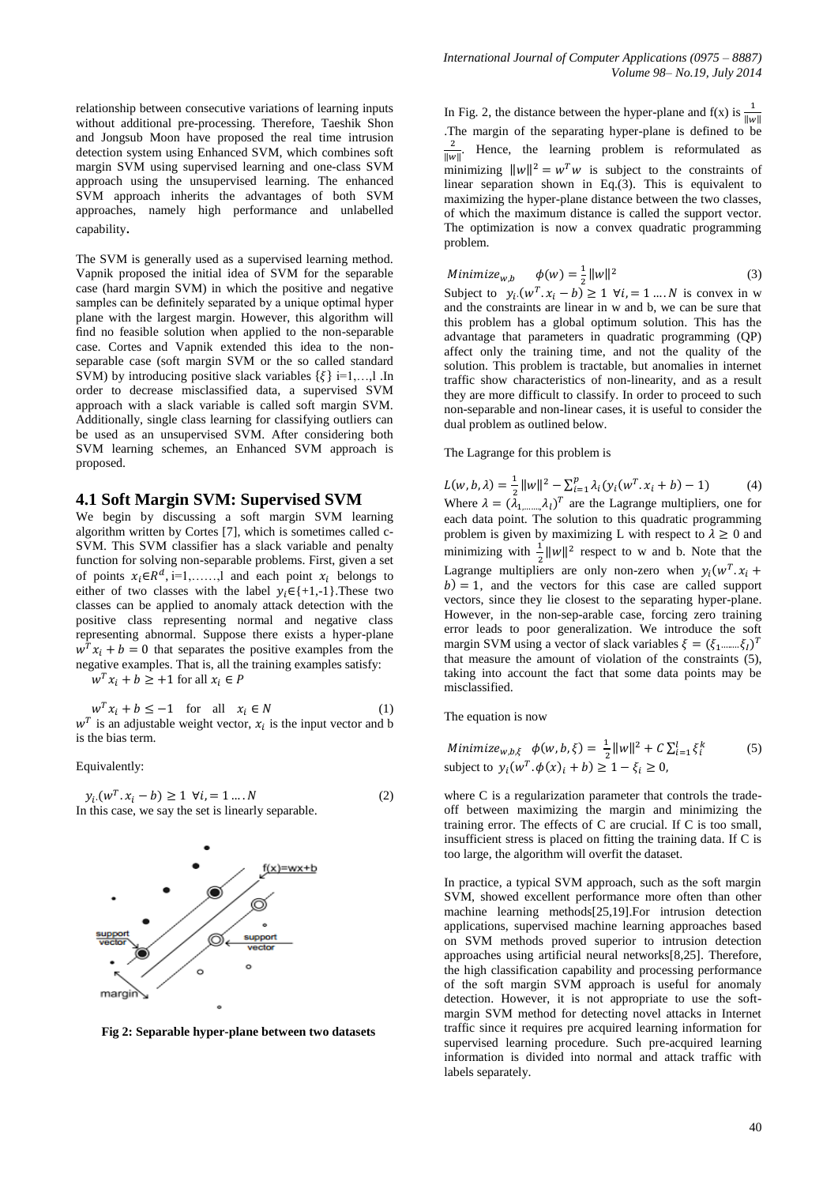relationship between consecutive variations of learning inputs without additional pre-processing. Therefore, Taeshik Shon and Jongsub Moon have proposed the real time intrusion detection system using Enhanced SVM, which combines soft margin SVM using supervised learning and one-class SVM approach using the unsupervised learning. The enhanced SVM approach inherits the advantages of both SVM approaches, namely high performance and unlabelled capability.

The SVM is generally used as a supervised learning method. Vapnik proposed the initial idea of SVM for the separable case (hard margin SVM) in which the positive and negative samples can be definitely separated by a unique optimal hyper plane with the largest margin. However, this algorithm will find no feasible solution when applied to the non-separable case. Cortes and Vapnik extended this idea to the non-separable case (soft margin SVM or the so called standard SVM) by introducing positive slack variables $\{\xi\}$ i=1,…,l .In order to decrease misclassified data, a supervised SVM approach with a slack variable is called soft margin SVM. Additionally, single class learning for classifying outliers can be used as an unsupervised SVM. After considering both SVM learning schemes, an Enhanced SVM approach is proposed.

## 4.1 Soft Margin SVM: Supervised SVM

We begin by discussing a soft margin SVM learning algorithm written by Cortes [7], which is sometimes called c-SVM. This SVM classifier has a slack variable and penalty function for solving non-separable problems. First, given a set of points $x_i \in R^d$, i=1,……,l and each point $x_i$ belongs to either of two classes with the label $y_i \in \{+1,-1\}$.These two classes can be applied to anomaly attack detection with the positive class representing normal and negative class representing abnormal. Suppose there exists a hyper-plane $w^T x_i + b = 0$ that separates the positive examples from the negative examples. That is, all the training examples satisfy:

$w^T x_i + b \geq +1$ for all $x_i \in P$

$$w^T x_i + b \leq -1 \quad \text{for all} \quad x_i \in N \tag{1}$$

$w^T$ is an adjustable weight vector, $x_i$ is the input vector and b is the bias term.

Equivalently:

$$y_i.(w^T.x_i - b) \geq 1 \;\; \forall i, = 1 \ldots.N \tag{2}$$

In this case, we say the set is linearly separable.

**Fig 2: Separable hyper-plane between two datasets**

In Fig. 2, the distance between the hyper-plane and f(x) is $\frac{1}{\|w\|}$ .The margin of the separating hyper-plane is defined to be $\frac{2}{\|w\|}$. Hence, the learning problem is reformulated as minimizing $\|w\|^2 = w^T w$ is subject to the constraints of linear separation shown in Eq.(3). This is equivalent to maximizing the hyper-plane distance between the two classes, of which the maximum distance is called the support vector. The optimization is now a convex quadratic programming problem.

$$Minimize_{w,b} \quad \phi(w) = \frac{1}{2}\|w\|^2 \tag{3}$$

Subject to $y_i.(w^T.x_i - b) \geq 1 \;\; \forall i, = 1 \ldots.N$ is convex in w and the constraints are linear in w and b, we can be sure that this problem has a global optimum solution. This has the advantage that parameters in quadratic programming (QP) affect only the training time, and not the quality of the solution. This problem is tractable, but anomalies in internet traffic show characteristics of non-linearity, and as a result they are more difficult to classify. In order to proceed to such non-separable and non-linear cases, it is useful to consider the dual problem as outlined below.

The Lagrange for this problem is

$$L(w,b,\lambda) = \frac{1}{2}\|w\|^2 - \sum_{i=1}^{p} \lambda_i (y_i(w^T.x_i + b) - 1) \tag{4}$$

Where $\lambda = (\lambda_1, \ldots\ldots, \lambda_l)^T$ are the Lagrange multipliers, one for each data point. The solution to this quadratic programming problem is given by maximizing L with respect to $\lambda \geq 0$ and minimizing with $\frac{1}{2}\|w\|^2$ respect to w and b. Note that the Lagrange multipliers are only non-zero when $y_i(w^T.x_i + b) = 1$, and the vectors for this case are called support vectors, since they lie closest to the separating hyper-plane. However, in the non-sep-arable case, forcing zero training error leads to poor generalization. We introduce the soft margin SVM using a vector of slack variables $\xi = (\xi_1 \ldots\ldots \xi_l)^T$ that measure the amount of violation of the constraints (5), taking into account the fact that some data points may be misclassified.

The equation is now

$$Minimize_{w,b,\xi} \quad \phi(w,b,\xi) = \frac{1}{2}\|w\|^2 + C\sum_{i=1}^{l} \xi_i^k \tag{5}$$

subject to $y_i(w^T.\phi(x)_i + b) \geq 1 - \xi_i \geq 0$,

where C is a regularization parameter that controls the trade-off between maximizing the margin and minimizing the training error. The effects of C are crucial. If C is too small, insufficient stress is placed on fitting the training data. If C is too large, the algorithm will overfit the dataset.

In practice, a typical SVM approach, such as the soft margin SVM, showed excellent performance more often than other machine learning methods[25,19].For intrusion detection applications, supervised machine learning approaches based on SVM methods proved superior to intrusion detection approaches using artificial neural networks[8,25]. Therefore, the high classification capability and processing performance of the soft margin SVM approach is useful for anomaly detection. However, it is not appropriate to use the soft-margin SVM method for detecting novel attacks in Internet traffic since it requires pre acquired learning information for supervised learning procedure. Such pre-acquired learning information is divided into normal and attack traffic with labels separately.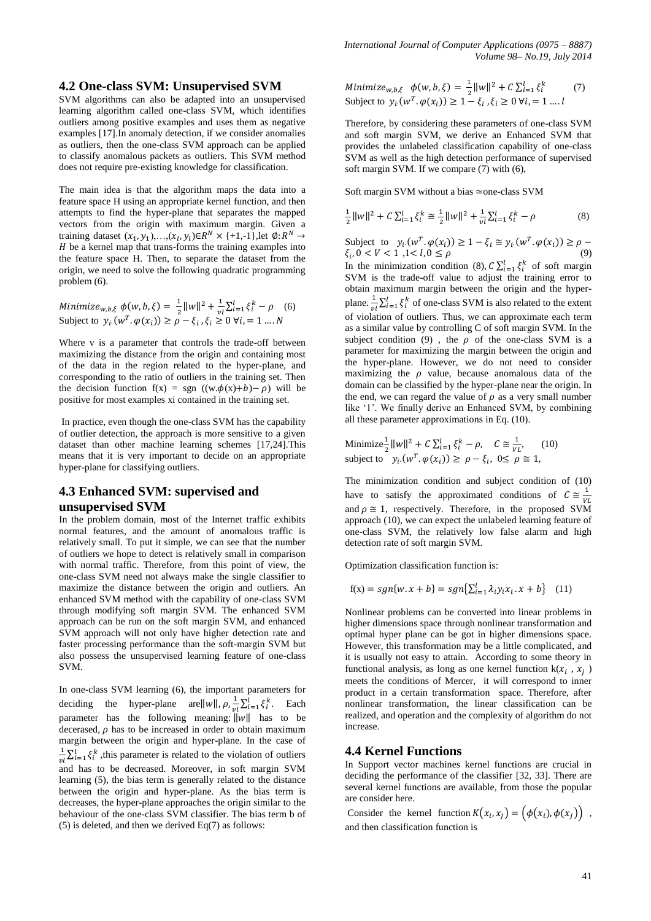## 4.2 One-class SVM: Unsupervised SVM

SVM algorithms can also be adapted into an unsupervised learning algorithm called one-class SVM, which identifies outliers among positive examples and uses them as negative examples [17].In anomaly detection, if we consider anomalies as outliers, then the one-class SVM approach can be applied to classify anomalous packets as outliers. This SVM method does not require pre-existing knowledge for classification.

The main idea is that the algorithm maps the data into a feature space H using an appropriate kernel function, and then attempts to find the hyper-plane that separates the mapped vectors from the origin with maximum margin. Given a training dataset $(x_1, y_1),\ldots,(x_l, y_l) \in R^N \times \{+1,-1\}$,let $\emptyset: R^N \rightarrow H$ be a kernel map that trans-forms the training examples into the feature space H. Then, to separate the dataset from the origin, we need to solve the following quadratic programming problem (6).

$$Minimize_{w,b,\xi}\ \phi(w,b,\xi) = \frac{1}{2}\|w\|^2 + \frac{1}{vl}\sum_{i=1}^{l}\xi_i^k - \rho \quad (6)$$

Subject to $y_i.(w^T.\varphi(x_i)) \geq \rho - \xi_i, \xi_i \geq 0\ \forall i, = 1 \ldots. N$

Where v is a parameter that controls the trade-off between maximizing the distance from the origin and containing most of the data in the region related to the hyper-plane, and corresponding to the ratio of outliers in the training set. Then the decision function f(x) = sgn $((w.\phi(x)+b)-\rho)$ will be positive for most examples xi contained in the training set.

In practice, even though the one-class SVM has the capability of outlier detection, the approach is more sensitive to a given dataset than other machine learning schemes [17,24].This means that it is very important to decide on an appropriate hyper-plane for classifying outliers.

## 4.3 Enhanced SVM: supervised and unsupervised SVM

In the problem domain, most of the Internet traffic exhibits normal features, and the amount of anomalous traffic is relatively small. To put it simple, we can see that the number of outliers we hope to detect is relatively small in comparison with normal traffic. Therefore, from this point of view, the one-class SVM need not always make the single classifier to maximize the distance between the origin and outliers. An enhanced SVM method with the capability of one-class SVM through modifying soft margin SVM. The enhanced SVM approach can be run on the soft margin SVM, and enhanced SVM approach will not only have higher detection rate and faster processing performance than the soft-margin SVM but also possess the unsupervised learning feature of one-class SVM.

In one-class SVM learning (6), the important parameters for deciding the hyper-plane are $\|w\|, \rho, \frac{1}{vl}\sum_{i=1}^{l}\xi_i^k$. Each parameter has the following meaning: $\|w\|$ has to be decerased, $\rho$ has to be increased in order to obtain maximum margin between the origin and hyper-plane. In the case of $\frac{1}{vl}\sum_{i=1}^{l}\xi_i^k$ ,this parameter is related to the violation of outliers and has to be decreased. Moreover, in soft margin SVM learning (5), the bias term is generally related to the distance between the origin and hyper-plane. As the bias term is decreases, the hyper-plane approaches the origin similar to the behaviour of the one-class SVM classifier. The bias term b of (5) is deleted, and then we derived Eq(7) as follows:

$$Minimize_{w,b,\xi}\ \ \phi(w,b,\xi) = \frac{1}{2}\|w\|^2 + C\sum_{i=1}^{l}\xi_i^k \quad (7)$$

Subject to $y_i.(w^T.\varphi(x_i)) \geq 1 - \xi_i, \xi_i \geq 0\ \forall i, = 1 \ldots. l$

Therefore, by considering these parameters of one-class SVM and soft margin SVM, we derive an Enhanced SVM that provides the unlabeled classification capability of one-class SVM as well as the high detection performance of supervised soft margin SVM. If we compare (7) with (6),

Soft margin SVM without a bias ≃one-class SVM

$$\frac{1}{2}\|w\|^2 + C\sum_{i=1}^{l}\xi_i^k \cong \frac{1}{2}\|w\|^2 + \frac{1}{vl}\sum_{i=1}^{l}\xi_i^k - \rho \quad (8)$$

Subject to $y_i.(w^T.\varphi(x_i)) \geq 1 - \xi_i \cong y_i.(w^T.\varphi(x_i)) \geq \rho - \xi_i, 0 < V < 1\ ,1 < l, 0 \leq \rho$ (9)

In the minimization condition (8), $C\sum_{i=1}^{l}\xi_i^k$ of soft margin SVM is the trade-off value to adjust the training error to obtain maximum margin between the origin and the hyper-plane. $\frac{1}{vl}\sum_{i=1}^{l}\xi_i^k$ of one-class SVM is also related to the extent of violation of outliers. Thus, we can approximate each term as a similar value by controlling C of soft margin SVM. In the subject condition (9) , the $\rho$ of the one-class SVM is a parameter for maximizing the margin between the origin and the hyper-plane. However, we do not need to consider maximizing the $\rho$ value, because anomalous data of the domain can be classified by the hyper-plane near the origin. In the end, we can regard the value of $\rho$ as a very small number like '1'. We finally derive an Enhanced SVM, by combining all these parameter approximations in Eq. (10).

$$\text{Minimize}\frac{1}{2}\|w\|^2 + C\sum_{i=1}^{l}\xi_i^k - \rho, \quad C \cong \frac{1}{VL}, \quad (10)$$

subject to $y_i.(w^T.\varphi(x_i)) \geq \rho - \xi_i,\ 0 \leq \rho \cong 1,$

The minimization condition and subject condition of (10) have to satisfy the approximated conditions of $C \cong \frac{1}{VL}$ and $\rho \cong 1$, respectively. Therefore, in the proposed SVM approach (10), we can expect the unlabeled learning feature of one-class SVM, the relatively low false alarm and high detection rate of soft margin SVM.

Optimization classification function is:

$$f(x) = sgn\{w.x + b\} = sgn\{\sum_{i=1}^{l}\lambda_i y_i x_i.x + b\} \quad (11)$$

Nonlinear problems can be converted into linear problems in higher dimensions space through nonlinear transformation and optimal hyper plane can be got in higher dimensions space. However, this transformation may be a little complicated, and it is usually not easy to attain. According to some theory in functional analysis, as long as one kernel function $k(x_i, x_j)$ meets the conditions of Mercer, it will correspond to inner product in a certain transformation space. Therefore, after nonlinear transformation, the linear classification can be realized, and operation and the complexity of algorithm do not increase.

## 4.4 Kernel Functions

In Support vector machines kernel functions are crucial in deciding the performance of the classifier [32, 33]. There are several kernel functions are available, from those the popular are consider here.

Consider the kernel function $K(x_i, x_j) = (\phi(x_i), \phi(x_j))$ , and then classification function is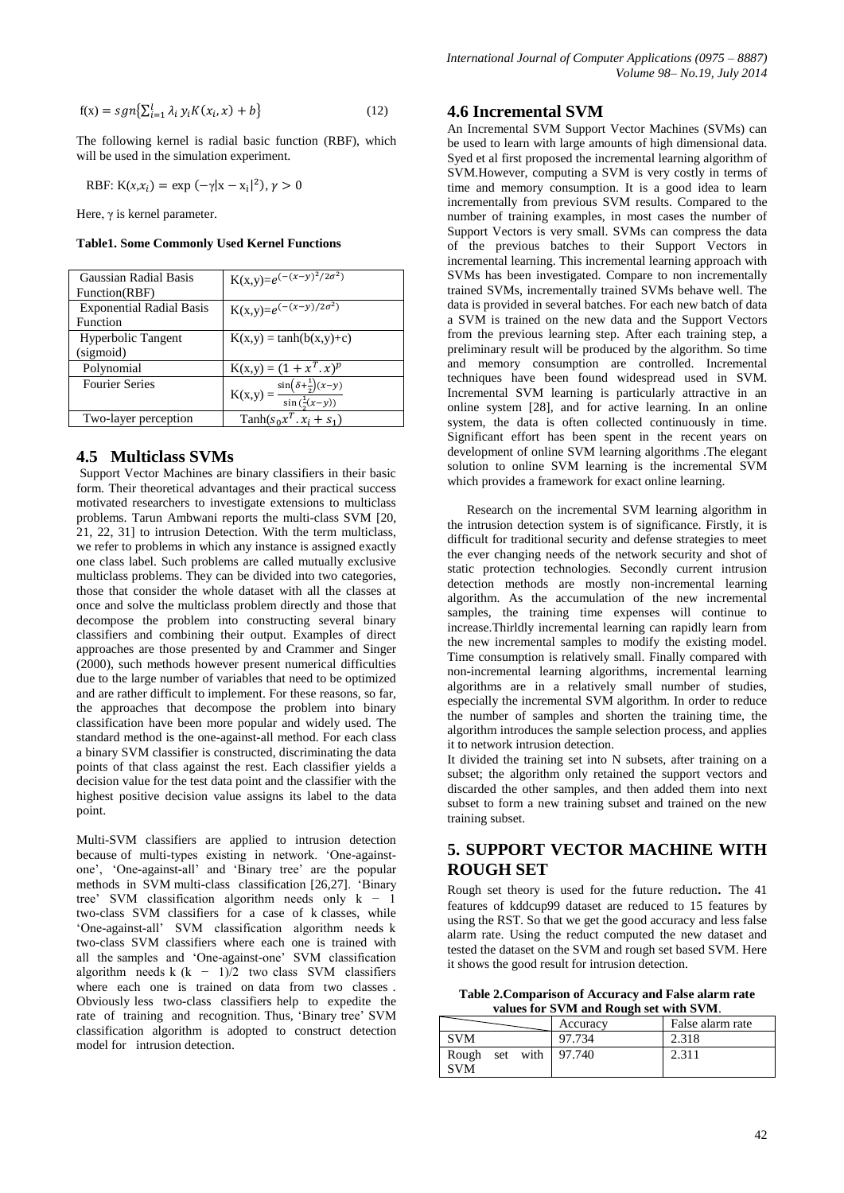$$f(x) = sgn\{\sum_{i=1}^{l} \lambda_i \, y_i K(x_i, x) + b\} \quad (12)$$

The following kernel is radial basic function (RBF), which will be used in the simulation experiment.

RBF: $K(x,x_i) = \exp(-\gamma|x - x_i|^2), \gamma > 0$

Here, $\gamma$ is kernel parameter.

**Table1. Some Commonly Used Kernel Functions**

| | |
|---|---|
| Gaussian Radial Basis Function(RBF) | $K(x,y)=e^{(-(x-y)^2/2\sigma^2)}$ |
| Exponential Radial Basis Function | $K(x,y)=e^{(-(x-y)/2\sigma^2)}$ |
| Hyperbolic Tangent (sigmoid) | $K(x,y) = \tanh(b(x,y)+c)$ |
| Polynomial | $K(x,y) = (1 + x^T.x)^p$ |
| Fourier Series | $K(x,y) = \frac{\sin\left(\delta+\frac{1}{2}\right)(x-y)}{\sin\left(\frac{1}{2}(x-y)\right)}$ |
| Two-layer perception | $\mathrm{Tanh}(s_0 x^T.x_i + s_1)$ |

## 4.5 Multiclass SVMs

Support Vector Machines are binary classifiers in their basic form. Their theoretical advantages and their practical success motivated researchers to investigate extensions to multiclass problems. Tarun Ambwani reports the multi-class SVM [20, 21, 22, 31] to intrusion Detection. With the term multiclass, we refer to problems in which any instance is assigned exactly one class label. Such problems are called mutually exclusive multiclass problems. They can be divided into two categories, those that consider the whole dataset with all the classes at once and solve the multiclass problem directly and those that decompose the problem into constructing several binary classifiers and combining their output. Examples of direct approaches are those presented by and Crammer and Singer (2000), such methods however present numerical difficulties due to the large number of variables that need to be optimized and are rather difficult to implement. For these reasons, so far, the approaches that decompose the problem into binary classification have been more popular and widely used. The standard method is the one-against-all method. For each class a binary SVM classifier is constructed, discriminating the data points of that class against the rest. Each classifier yields a decision value for the test data point and the classifier with the highest positive decision value assigns its label to the data point.

Multi-SVM classifiers are applied to intrusion detection because of multi-types existing in network. 'One-against-one', 'One-against-all' and 'Binary tree' are the popular methods in SVM multi-class classification [26,27]. 'Binary tree' SVM classification algorithm needs only k − 1 two-class SVM classifiers for a case of k classes, while 'One-against-all' SVM classification algorithm needs k two-class SVM classifiers where each one is trained with all the samples and 'One-against-one' SVM classification algorithm needs k (k − 1)/2 two class SVM classifiers where each one is trained on data from two classes . Obviously less two-class classifiers help to expedite the rate of training and recognition. Thus, 'Binary tree' SVM classification algorithm is adopted to construct detection model for intrusion detection.

## 4.6 Incremental SVM

An Incremental SVM Support Vector Machines (SVMs) can be used to learn with large amounts of high dimensional data. Syed et al first proposed the incremental learning algorithm of SVM.However, computing a SVM is very costly in terms of time and memory consumption. It is a good idea to learn incrementally from previous SVM results. Compared to the number of training examples, in most cases the number of Support Vectors is very small. SVMs can compress the data of the previous batches to their Support Vectors in incremental learning. This incremental learning approach with SVMs has been investigated. Compare to non incrementally trained SVMs, incrementally trained SVMs behave well. The data is provided in several batches. For each new batch of data a SVM is trained on the new data and the Support Vectors from the previous learning step. After each training step, a preliminary result will be produced by the algorithm. So time and memory consumption are controlled. Incremental techniques have been found widespread used in SVM. Incremental SVM learning is particularly attractive in an online system [28], and for active learning. In an online system, the data is often collected continuously in time. Significant effort has been spent in the recent years on development of online SVM learning algorithms .The elegant solution to online SVM learning is the incremental SVM which provides a framework for exact online learning.

Research on the incremental SVM learning algorithm in the intrusion detection system is of significance. Firstly, it is difficult for traditional security and defense strategies to meet the ever changing needs of the network security and shot of static protection technologies. Secondly current intrusion detection methods are mostly non-incremental learning algorithm. As the accumulation of the new incremental samples, the training time expenses will continue to increase.Thirldly incremental learning can rapidly learn from the new incremental samples to modify the existing model. Time consumption is relatively small. Finally compared with non-incremental learning algorithms, incremental learning algorithms are in a relatively small number of studies, especially the incremental SVM algorithm. In order to reduce the number of samples and shorten the training time, the algorithm introduces the sample selection process, and applies it to network intrusion detection.

It divided the training set into N subsets, after training on a subset; the algorithm only retained the support vectors and discarded the other samples, and then added them into next subset to form a new training subset and trained on the new training subset.

# 5. SUPPORT VECTOR MACHINE WITH ROUGH SET

Rough set theory is used for the future reduction**.** The 41 features of kddcup99 dataset are reduced to 15 features by using the RST. So that we get the good accuracy and less false alarm rate. Using the reduct computed the new dataset and tested the dataset on the SVM and rough set based SVM. Here it shows the good result for intrusion detection.

**Table 2.Comparison of Accuracy and False alarm rate values for SVM and Rough set with SVM**.

| | Accuracy | False alarm rate |
|---|---|---|
| SVM | 97.734 | 2.318 |
| Rough set with SVM | 97.740 | 2.311 |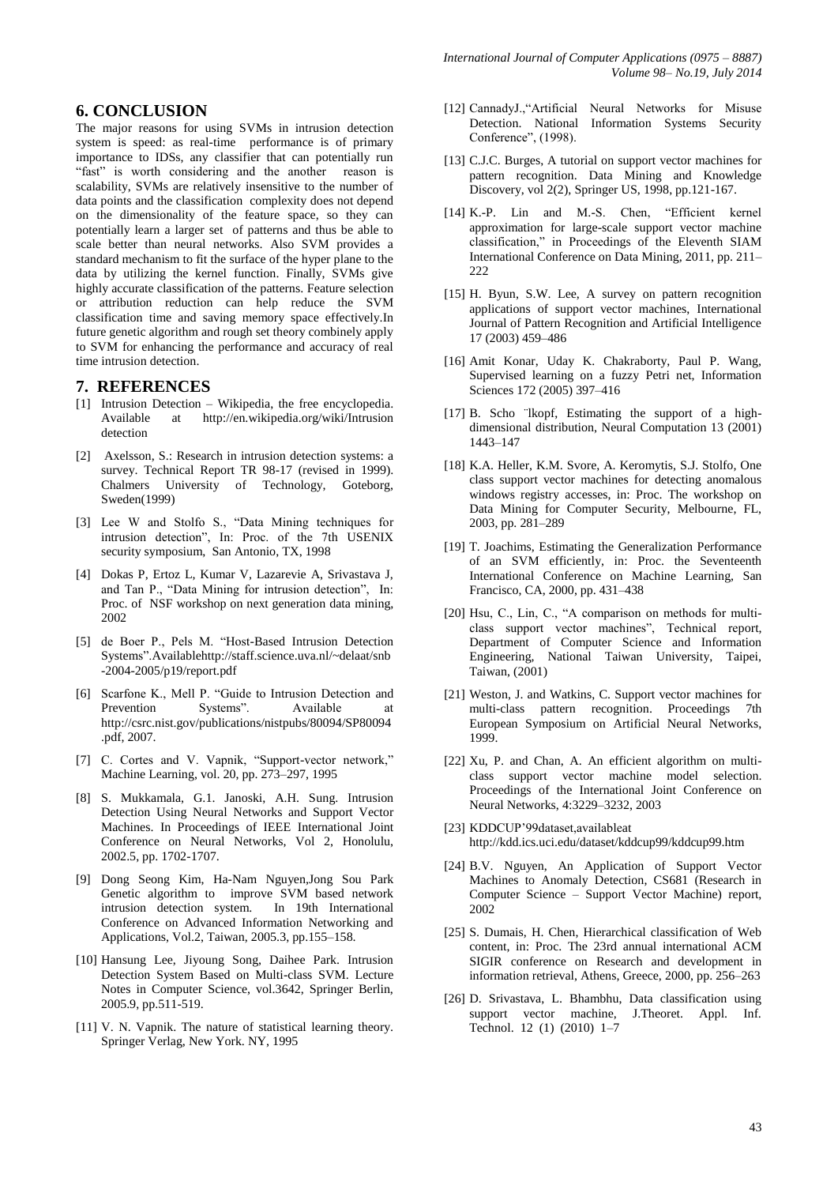## 6. CONCLUSION

The major reasons for using SVMs in intrusion detection system is speed: as real-time performance is of primary importance to IDSs, any classifier that can potentially run "fast" is worth considering and the another reason is scalability, SVMs are relatively insensitive to the number of data points and the classification complexity does not depend on the dimensionality of the feature space, so they can potentially learn a larger set of patterns and thus be able to scale better than neural networks. Also SVM provides a standard mechanism to fit the surface of the hyper plane to the data by utilizing the kernel function. Finally, SVMs give highly accurate classification of the patterns. Feature selection or attribution reduction can help reduce the SVM classification time and saving memory space effectively.In future genetic algorithm and rough set theory combinely apply to SVM for enhancing the performance and accuracy of real time intrusion detection.

## 7. REFERENCES

- [1] Intrusion Detection – Wikipedia, the free encyclopedia. Available at http://en.wikipedia.org/wiki/Intrusion detection
- [2] Axelsson, S.: Research in intrusion detection systems: a survey. Technical Report TR 98-17 (revised in 1999). Chalmers University of Technology, Goteborg, Sweden(1999)
- [3] Lee W and Stolfo S., "Data Mining techniques for intrusion detection", In: Proc. of the 7th USENIX security symposium, San Antonio, TX, 1998
- [4] Dokas P, Ertoz L, Kumar V, Lazarevie A, Srivastava J, and Tan P., "Data Mining for intrusion detection", In: Proc. of NSF workshop on next generation data mining, 2002
- [5] de Boer P., Pels M. "Host-Based Intrusion Detection Systems".Availablehttp://staff.science.uva.nl/~delaat/snb-2004-2005/p19/report.pdf
- [6] Scarfone K., Mell P. "Guide to Intrusion Detection and Prevention Systems". Available at http://csrc.nist.gov/publications/nistpubs/80094/SP80094.pdf, 2007.
- [7] C. Cortes and V. Vapnik, "Support-vector network," Machine Learning, vol. 20, pp. 273–297, 1995
- [8] S. Mukkamala, G.1. Janoski, A.H. Sung. Intrusion Detection Using Neural Networks and Support Vector Machines. In Proceedings of IEEE International Joint Conference on Neural Networks, Vol 2, Honolulu, 2002.5, pp. 1702-1707.
- [9] Dong Seong Kim, Ha-Nam Nguyen,Jong Sou Park Genetic algorithm to improve SVM based network intrusion detection system. In 19th International Conference on Advanced Information Networking and Applications, Vol.2, Taiwan, 2005.3, pp.155–158.
- [10] Hansung Lee, Jiyoung Song, Daihee Park. Intrusion Detection System Based on Multi-class SVM. Lecture Notes in Computer Science, vol.3642, Springer Berlin, 2005.9, pp.511-519.
- [11] V. N. Vapnik. The nature of statistical learning theory. Springer Verlag, New York. NY, 1995
- [12] CannadyJ.,"Artificial Neural Networks for Misuse Detection. National Information Systems Security Conference", (1998).
- [13] C.J.C. Burges, A tutorial on support vector machines for pattern recognition. Data Mining and Knowledge Discovery, vol 2(2), Springer US, 1998, pp.121-167.
- [14] K.-P. Lin and M.-S. Chen, "Efficient kernel approximation for large-scale support vector machine classification," in Proceedings of the Eleventh SIAM International Conference on Data Mining, 2011, pp. 211–222
- [15] H. Byun, S.W. Lee, A survey on pattern recognition applications of support vector machines, International Journal of Pattern Recognition and Artificial Intelligence 17 (2003) 459–486
- [16] Amit Konar, Uday K. Chakraborty, Paul P. Wang, Supervised learning on a fuzzy Petri net, Information Sciences 172 (2005) 397–416
- [17] B. Scho ¨lkopf, Estimating the support of a high-dimensional distribution, Neural Computation 13 (2001) 1443–147
- [18] K.A. Heller, K.M. Svore, A. Keromytis, S.J. Stolfo, One class support vector machines for detecting anomalous windows registry accesses, in: Proc. The workshop on Data Mining for Computer Security, Melbourne, FL, 2003, pp. 281–289
- [19] T. Joachims, Estimating the Generalization Performance of an SVM efficiently, in: Proc. the Seventeenth International Conference on Machine Learning, San Francisco, CA, 2000, pp. 431–438
- [20] Hsu, C., Lin, C., "A comparison on methods for multi-class support vector machines", Technical report, Department of Computer Science and Information Engineering, National Taiwan University, Taipei, Taiwan, (2001)
- [21] Weston, J. and Watkins, C. Support vector machines for multi-class pattern recognition. Proceedings 7th European Symposium on Artificial Neural Networks, 1999.
- [22] Xu, P. and Chan, A. An efficient algorithm on multi-class support vector machine model selection. Proceedings of the International Joint Conference on Neural Networks, 4:3229–3232, 2003
- [23] KDDCUP'99dataset,availableat http://kdd.ics.uci.edu/dataset/kddcup99/kddcup99.htm
- [24] B.V. Nguyen, An Application of Support Vector Machines to Anomaly Detection, CS681 (Research in Computer Science – Support Vector Machine) report, 2002
- [25] S. Dumais, H. Chen, Hierarchical classification of Web content, in: Proc. The 23rd annual international ACM SIGIR conference on Research and development in information retrieval, Athens, Greece, 2000, pp. 256–263
- [26] D. Srivastava, L. Bhambhu, Data classification using support vector machine, J.Theoret. Appl. Inf. Technol. 12 (1) (2010) 1–7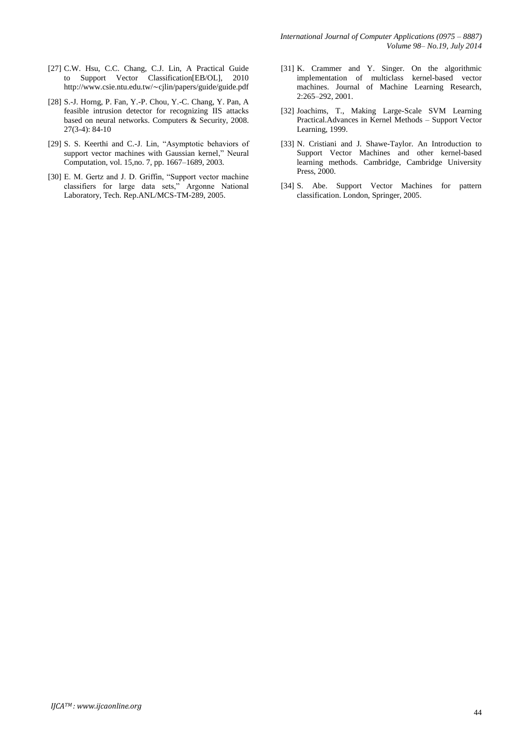[27] C.W. Hsu, C.C. Chang, C.J. Lin, A Practical Guide to Support Vector Classification[EB/OL], 2010 http://www.csie.ntu.edu.tw/∼cjlin/papers/guide/guide.pdf

[28] S.-J. Horng, P. Fan, Y.-P. Chou, Y.-C. Chang, Y. Pan, A feasible intrusion detector for recognizing IIS attacks based on neural networks. Computers & Security, 2008. 27(3-4): 84-10

[29] S. S. Keerthi and C.-J. Lin, "Asymptotic behaviors of support vector machines with Gaussian kernel," Neural Computation, vol. 15,no. 7, pp. 1667–1689, 2003.

[30] E. M. Gertz and J. D. Griffin, "Support vector machine classifiers for large data sets," Argonne National Laboratory, Tech. Rep.ANL/MCS-TM-289, 2005.

[31] K. Crammer and Y. Singer. On the algorithmic implementation of multiclass kernel-based vector machines. Journal of Machine Learning Research, 2:265–292, 2001.

[32] Joachims, T., Making Large-Scale SVM Learning Practical.Advances in Kernel Methods – Support Vector Learning, 1999.

[33] N. Cristiani and J. Shawe-Taylor. An Introduction to Support Vector Machines and other kernel-based learning methods. Cambridge, Cambridge University Press, 2000.

[34] S. Abe. Support Vector Machines for pattern classification. London, Springer, 2005.